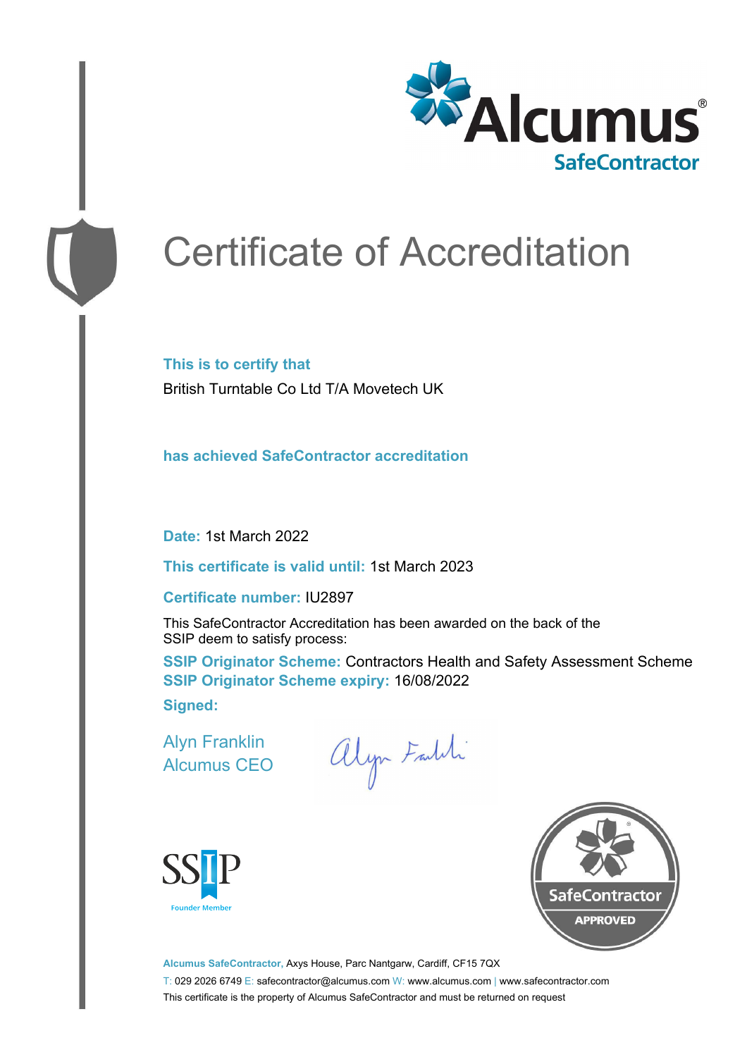# Certificate of Accreditation

**This is to certify that**

British Turntable Co Ltd T/A Movetech UK

**has achieved SafeContractor accreditation**

**Date:** 1st March 2022

**This certificate is valid until:** 1st March 2023

**Certificate number:** IU2897

This SafeContractor Accreditation has been awarded on the back of the SSIP deem to satisfy process:

**SSIP Originator Scheme:** Contractors Health and Safety Assessment Scheme
**SSIP Originator Scheme expiry:** 16/08/2022

**Signed:**

Alyn Franklin
Alcumus CEO

**Alcumus SafeContractor,** Axys House, Parc Nantgarw, Cardiff, CF15 7QX

T: 029 2026 6749 E: safecontractor@alcumus.com W: www.alcumus.com | www.safecontractor.com

This certificate is the property of Alcumus SafeContractor and must be returned on request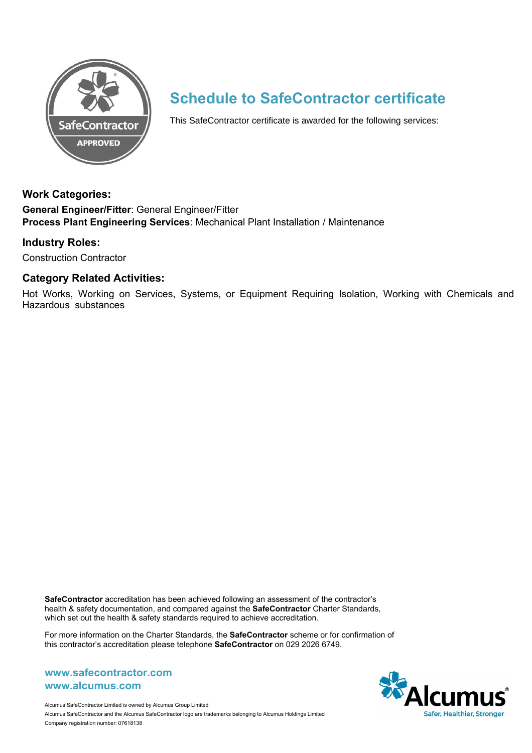# Schedule to SafeContractor certificate

This SafeContractor certificate is awarded for the following services:

### Work Categories:

**General Engineer/Fitter**: General Engineer/Fitter
**Process Plant Engineering Services**: Mechanical Plant Installation / Maintenance

### Industry Roles:

Construction Contractor

### Category Related Activities:

Hot Works, Working on Services, Systems, or Equipment Requiring Isolation, Working with Chemicals and Hazardous substances

**SafeContractor** accreditation has been achieved following an assessment of the contractor's health & safety documentation, and compared against the **SafeContractor** Charter Standards, which set out the health & safety standards required to achieve accreditation.

For more information on the Charter Standards, the **SafeContractor** scheme or for confirmation of this contractor's accreditation please telephone **SafeContractor** on 029 2026 6749.

**www.safecontractor.com**
**www.alcumus.com**

Alcumus SafeContractor Limited is owned by Alcumus Group Limited
Alcumus SafeContractor and the Alcumus SafeContractor logo are trademarks belonging to Alcumus Holdings Limited
Company registration number: 07618138

Alcumus
Safer, Healthier, Stronger